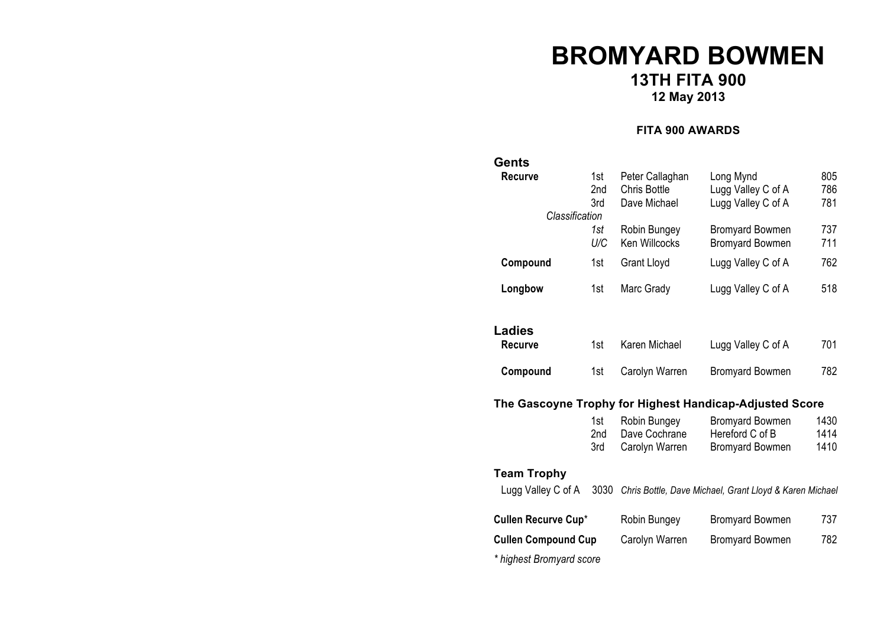# BROMYARD BOWMEN

## 13TH FITA 900

### 12 May 2013

#### FITA 900 AWARDS

### Gents

| | | | | |
|---|---|---|---|---|
| **Recurve** | 1st | Peter Callaghan | Long Mynd | 805 |
| | 2nd | Chris Bottle | Lugg Valley C of A | 786 |
| | 3rd | Dave Michael | Lugg Valley C of A | 781 |
| *Classification* | | | | |
| | *1st* | Robin Bungey | Bromyard Bowmen | 737 |
| | *U/C* | Ken Willcocks | Bromyard Bowmen | 711 |
| **Compound** | 1st | Grant Lloyd | Lugg Valley C of A | 762 |
| **Longbow** | 1st | Marc Grady | Lugg Valley C of A | 518 |

### Ladies

| | | | | |
|---|---|---|---|---|
| **Recurve** | 1st | Karen Michael | Lugg Valley C of A | 701 |
| **Compound** | 1st | Carolyn Warren | Bromyard Bowmen | 782 |

### The Gascoyne Trophy for Highest Handicap-Adjusted Score

| | | | |
|---|---|---|---|
| 1st | Robin Bungey | Bromyard Bowmen | 1430 |
| 2nd | Dave Cochrane | Hereford C of B | 1414 |
| 3rd | Carolyn Warren | Bromyard Bowmen | 1410 |

### Team Trophy

Lugg Valley C of A 3030 *Chris Bottle, Dave Michael, Grant Lloyd & Karen Michael*

| | | | |
|---|---|---|---|
| **Cullen Recurve Cup*** | Robin Bungey | Bromyard Bowmen | 737 |
| **Cullen Compound Cup** | Carolyn Warren | Bromyard Bowmen | 782 |

*\* highest Bromyard score*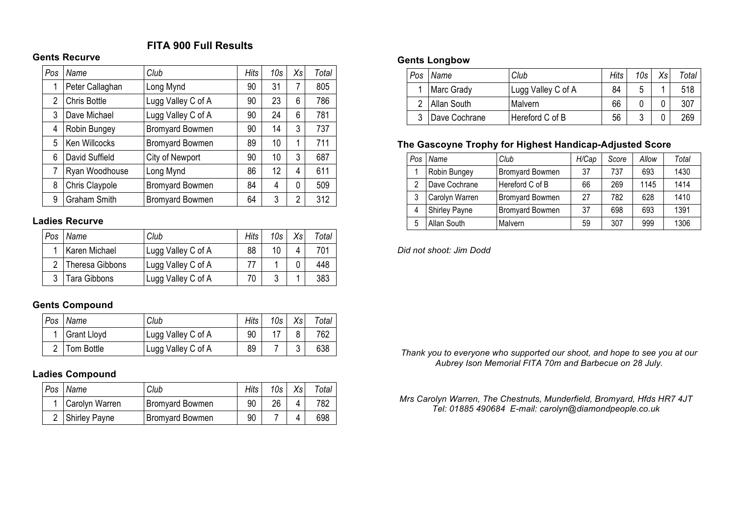## FITA 900 Full Results

### Gents Recurve

| Pos | Name | Club | Hits | 10s | Xs | Total |
|---|---|---|---|---|---|---|
| 1 | Peter Callaghan | Long Mynd | 90 | 31 | 7 | 805 |
| 2 | Chris Bottle | Lugg Valley C of A | 90 | 23 | 6 | 786 |
| 3 | Dave Michael | Lugg Valley C of A | 90 | 24 | 6 | 781 |
| 4 | Robin Bungey | Bromyard Bowmen | 90 | 14 | 3 | 737 |
| 5 | Ken Willcocks | Bromyard Bowmen | 89 | 10 | 1 | 711 |
| 6 | David Suffield | City of Newport | 90 | 10 | 3 | 687 |
| 7 | Ryan Woodhouse | Long Mynd | 86 | 12 | 4 | 611 |
| 8 | Chris Claypole | Bromyard Bowmen | 84 | 4 | 0 | 509 |
| 9 | Graham Smith | Bromyard Bowmen | 64 | 3 | 2 | 312 |

### Ladies Recurve

| Pos | Name | Club | Hits | 10s | Xs | Total |
|---|---|---|---|---|---|---|
| 1 | Karen Michael | Lugg Valley C of A | 88 | 10 | 4 | 701 |
| 2 | Theresa Gibbons | Lugg Valley C of A | 77 | 1 | 0 | 448 |
| 3 | Tara Gibbons | Lugg Valley C of A | 70 | 3 | 1 | 383 |

### Gents Compound

| Pos | Name | Club | Hits | 10s | Xs | Total |
|---|---|---|---|---|---|---|
| 1 | Grant Lloyd | Lugg Valley C of A | 90 | 17 | 8 | 762 |
| 2 | Tom Bottle | Lugg Valley C of A | 89 | 7 | 3 | 638 |

### Ladies Compound

| Pos | Name | Club | Hits | 10s | Xs | Total |
|---|---|---|---|---|---|---|
| 1 | Carolyn Warren | Bromyard Bowmen | 90 | 26 | 4 | 782 |
| 2 | Shirley Payne | Bromyard Bowmen | 90 | 7 | 4 | 698 |

### Gents Longbow

| Pos | Name | Club | Hits | 10s | Xs | Total |
|---|---|---|---|---|---|---|
| 1 | Marc Grady | Lugg Valley C of A | 84 | 5 | 1 | 518 |
| 2 | Allan South | Malvern | 66 | 0 | 0 | 307 |
| 3 | Dave Cochrane | Hereford C of B | 56 | 3 | 0 | 269 |

### The Gascoyne Trophy for Highest Handicap-Adjusted Score

| Pos | Name | Club | H/Cap | Score | Allow | Total |
|---|---|---|---|---|---|---|
| 1 | Robin Bungey | Bromyard Bowmen | 37 | 737 | 693 | 1430 |
| 2 | Dave Cochrane | Hereford C of B | 66 | 269 | 1145 | 1414 |
| 3 | Carolyn Warren | Bromyard Bowmen | 27 | 782 | 628 | 1410 |
| 4 | Shirley Payne | Bromyard Bowmen | 37 | 698 | 693 | 1391 |
| 5 | Allan South | Malvern | 59 | 307 | 999 | 1306 |

*Did not shoot: Jim Dodd*

*Thank you to everyone who supported our shoot, and hope to see you at our Aubrey Ison Memorial FITA 70m and Barbecue on 28 July.*

*Mrs Carolyn Warren, The Chestnuts, Munderfield, Bromyard, Hfds HR7 4JT*
*Tel: 01885 490684 E-mail: carolyn@diamondpeople.co.uk*